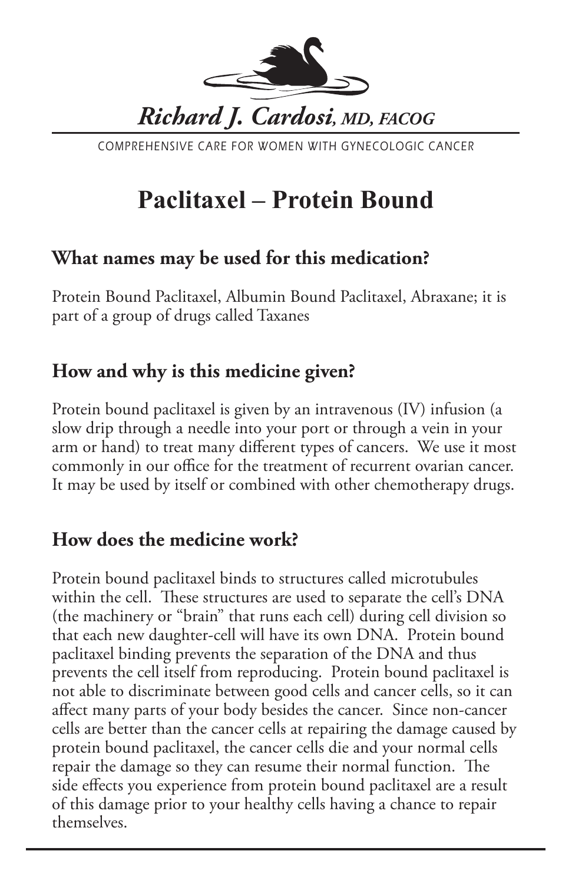*Richard J. Cardosi, MD, FACOG*

COMPREHENSIVE CARE FOR WOMEN WITH GYNECOLOGIC CANCER

# Paclitaxel – Protein Bound

## What names may be used for this medication?

Protein Bound Paclitaxel, Albumin Bound Paclitaxel, Abraxane; it is part of a group of drugs called Taxanes

## How and why is this medicine given?

Protein bound paclitaxel is given by an intravenous (IV) infusion (a slow drip through a needle into your port or through a vein in your arm or hand) to treat many different types of cancers. We use it most commonly in our office for the treatment of recurrent ovarian cancer. It may be used by itself or combined with other chemotherapy drugs.

## How does the medicine work?

Protein bound paclitaxel binds to structures called microtubules within the cell. These structures are used to separate the cell's DNA (the machinery or "brain" that runs each cell) during cell division so that each new daughter-cell will have its own DNA. Protein bound paclitaxel binding prevents the separation of the DNA and thus prevents the cell itself from reproducing. Protein bound paclitaxel is not able to discriminate between good cells and cancer cells, so it can affect many parts of your body besides the cancer. Since non-cancer cells are better than the cancer cells at repairing the damage caused by protein bound paclitaxel, the cancer cells die and your normal cells repair the damage so they can resume their normal function. The side effects you experience from protein bound paclitaxel are a result of this damage prior to your healthy cells having a chance to repair themselves.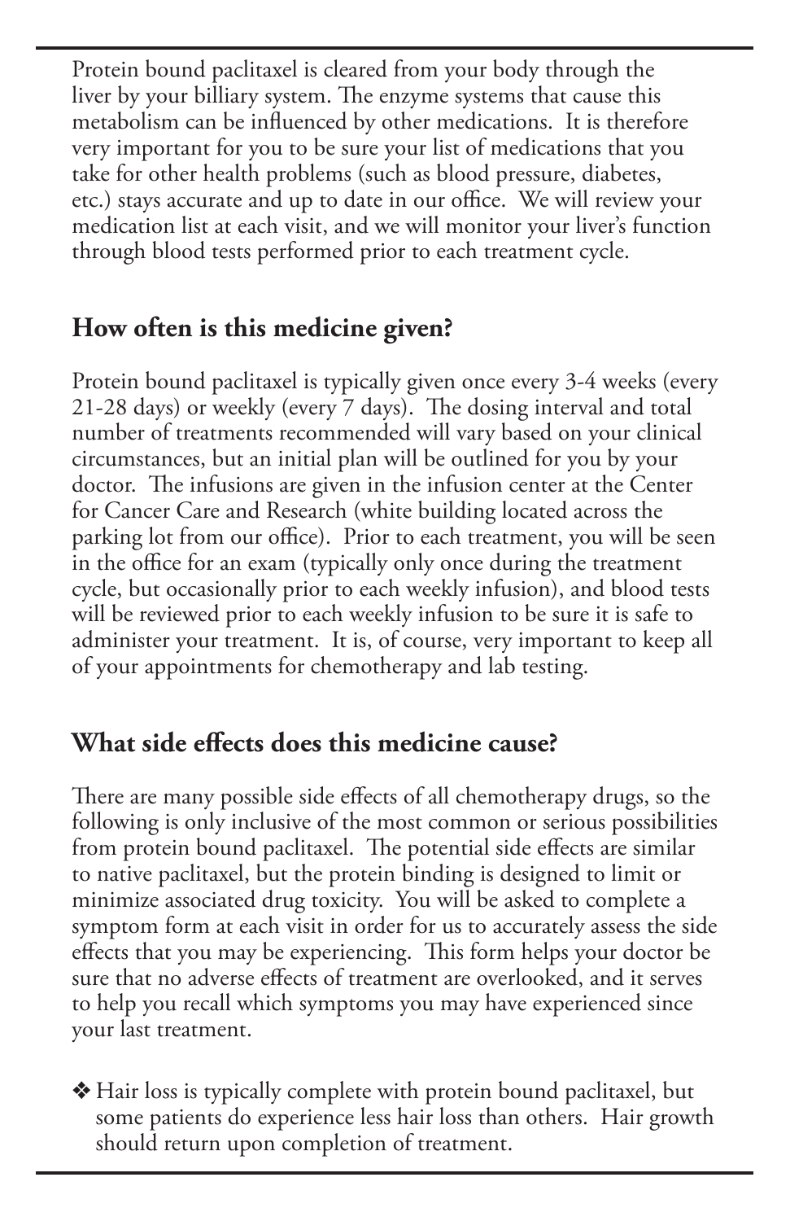Protein bound paclitaxel is cleared from your body through the liver by your billiary system. The enzyme systems that cause this metabolism can be influenced by other medications. It is therefore very important for you to be sure your list of medications that you take for other health problems (such as blood pressure, diabetes, etc.) stays accurate and up to date in our office. We will review your medication list at each visit, and we will monitor your liver's function through blood tests performed prior to each treatment cycle.

## How often is this medicine given?

Protein bound paclitaxel is typically given once every 3-4 weeks (every 21-28 days) or weekly (every 7 days). The dosing interval and total number of treatments recommended will vary based on your clinical circumstances, but an initial plan will be outlined for you by your doctor. The infusions are given in the infusion center at the Center for Cancer Care and Research (white building located across the parking lot from our office). Prior to each treatment, you will be seen in the office for an exam (typically only once during the treatment cycle, but occasionally prior to each weekly infusion), and blood tests will be reviewed prior to each weekly infusion to be sure it is safe to administer your treatment. It is, of course, very important to keep all of your appointments for chemotherapy and lab testing.

## What side effects does this medicine cause?

There are many possible side effects of all chemotherapy drugs, so the following is only inclusive of the most common or serious possibilities from protein bound paclitaxel. The potential side effects are similar to native paclitaxel, but the protein binding is designed to limit or minimize associated drug toxicity. You will be asked to complete a symptom form at each visit in order for us to accurately assess the side effects that you may be experiencing. This form helps your doctor be sure that no adverse effects of treatment are overlooked, and it serves to help you recall which symptoms you may have experienced since your last treatment.

- Hair loss is typically complete with protein bound paclitaxel, but some patients do experience less hair loss than others. Hair growth should return upon completion of treatment.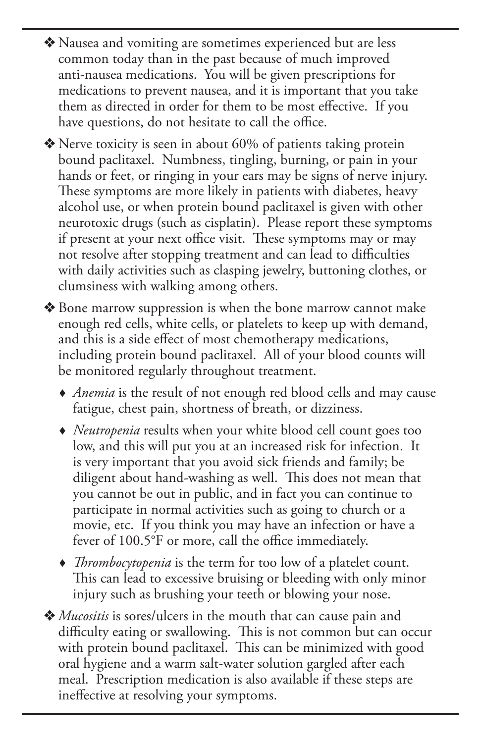- Nausea and vomiting are sometimes experienced but are less common today than in the past because of much improved anti-nausea medications. You will be given prescriptions for medications to prevent nausea, and it is important that you take them as directed in order for them to be most effective. If you have questions, do not hesitate to call the office.

- Nerve toxicity is seen in about 60% of patients taking protein bound paclitaxel. Numbness, tingling, burning, or pain in your hands or feet, or ringing in your ears may be signs of nerve injury. These symptoms are more likely in patients with diabetes, heavy alcohol use, or when protein bound paclitaxel is given with other neurotoxic drugs (such as cisplatin). Please report these symptoms if present at your next office visit. These symptoms may or may not resolve after stopping treatment and can lead to difficulties with daily activities such as clasping jewelry, buttoning clothes, or clumsiness with walking among others.

- Bone marrow suppression is when the bone marrow cannot make enough red cells, white cells, or platelets to keep up with demand, and this is a side effect of most chemotherapy medications, including protein bound paclitaxel. All of your blood counts will be monitored regularly throughout treatment.
  - *Anemia* is the result of not enough red blood cells and may cause fatigue, chest pain, shortness of breath, or dizziness.
  - *Neutropenia* results when your white blood cell count goes too low, and this will put you at an increased risk for infection. It is very important that you avoid sick friends and family; be diligent about hand-washing as well. This does not mean that you cannot be out in public, and in fact you can continue to participate in normal activities such as going to church or a movie, etc. If you think you may have an infection or have a fever of 100.5°F or more, call the office immediately.
  - *Thrombocytopenia* is the term for too low of a platelet count. This can lead to excessive bruising or bleeding with only minor injury such as brushing your teeth or blowing your nose.

- *Mucositis* is sores/ulcers in the mouth that can cause pain and difficulty eating or swallowing. This is not common but can occur with protein bound paclitaxel. This can be minimized with good oral hygiene and a warm salt-water solution gargled after each meal. Prescription medication is also available if these steps are ineffective at resolving your symptoms.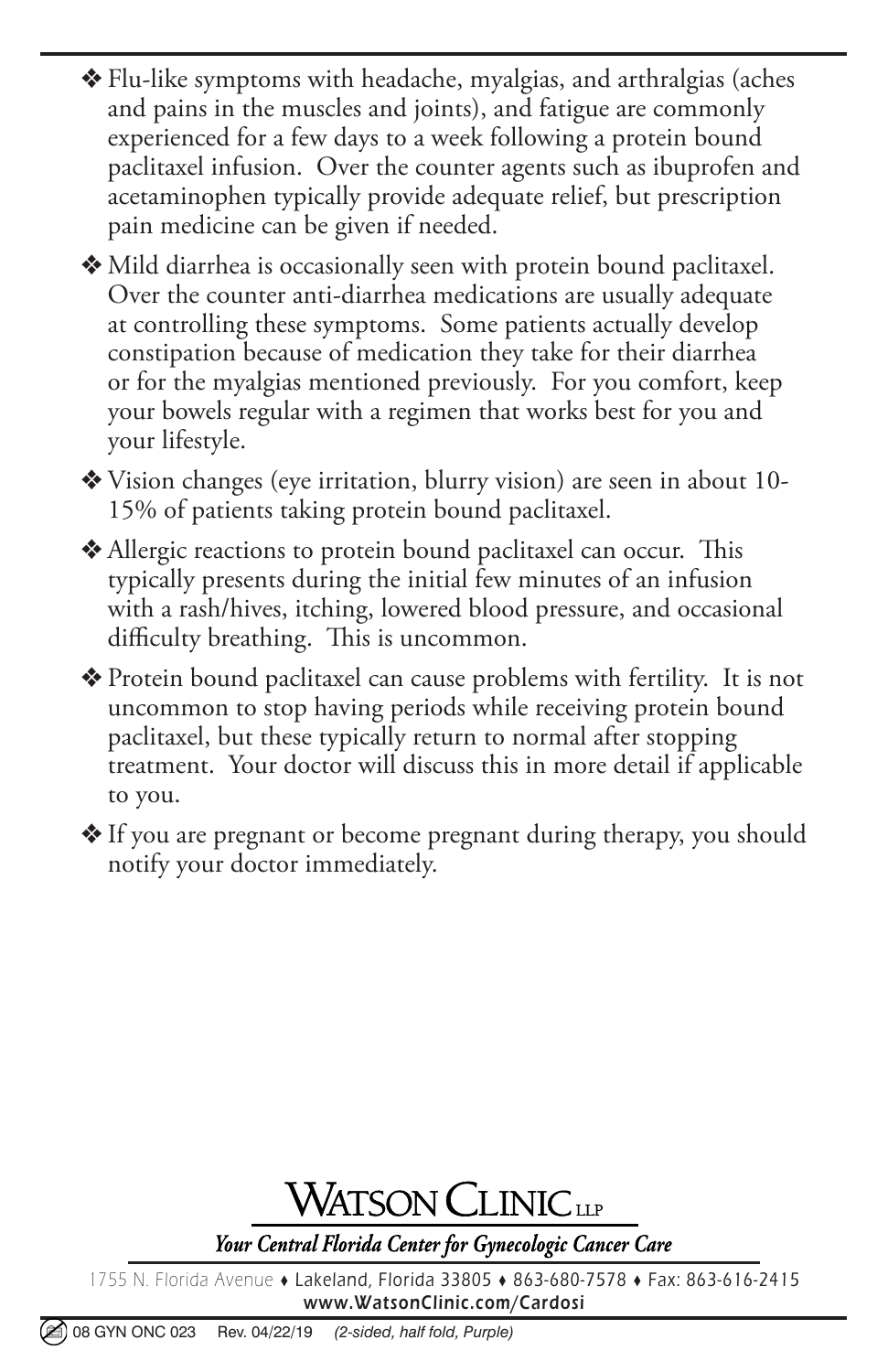- Flu-like symptoms with headache, myalgias, and arthralgias (aches and pains in the muscles and joints), and fatigue are commonly experienced for a few days to a week following a protein bound paclitaxel infusion. Over the counter agents such as ibuprofen and acetaminophen typically provide adequate relief, but prescription pain medicine can be given if needed.
- Mild diarrhea is occasionally seen with protein bound paclitaxel. Over the counter anti-diarrhea medications are usually adequate at controlling these symptoms. Some patients actually develop constipation because of medication they take for their diarrhea or for the myalgias mentioned previously. For you comfort, keep your bowels regular with a regimen that works best for you and your lifestyle.
- Vision changes (eye irritation, blurry vision) are seen in about 10-15% of patients taking protein bound paclitaxel.
- Allergic reactions to protein bound paclitaxel can occur. This typically presents during the initial few minutes of an infusion with a rash/hives, itching, lowered blood pressure, and occasional difficulty breathing. This is uncommon.
- Protein bound paclitaxel can cause problems with fertility. It is not uncommon to stop having periods while receiving protein bound paclitaxel, but these typically return to normal after stopping treatment. Your doctor will discuss this in more detail if applicable to you.
- If you are pregnant or become pregnant during therapy, you should notify your doctor immediately.

**WATSON CLINIC LLP**

***Your Central Florida Center for Gynecologic Cancer Care***

1755 N. Florida Avenue ♦ Lakeland, Florida 33805 ♦ 863-680-7578 ♦ Fax: 863-616-2415
**www.WatsonClinic.com/Cardosi**

08 GYN ONC 023 Rev. 04/22/19 *(2-sided, half fold, Purple)*